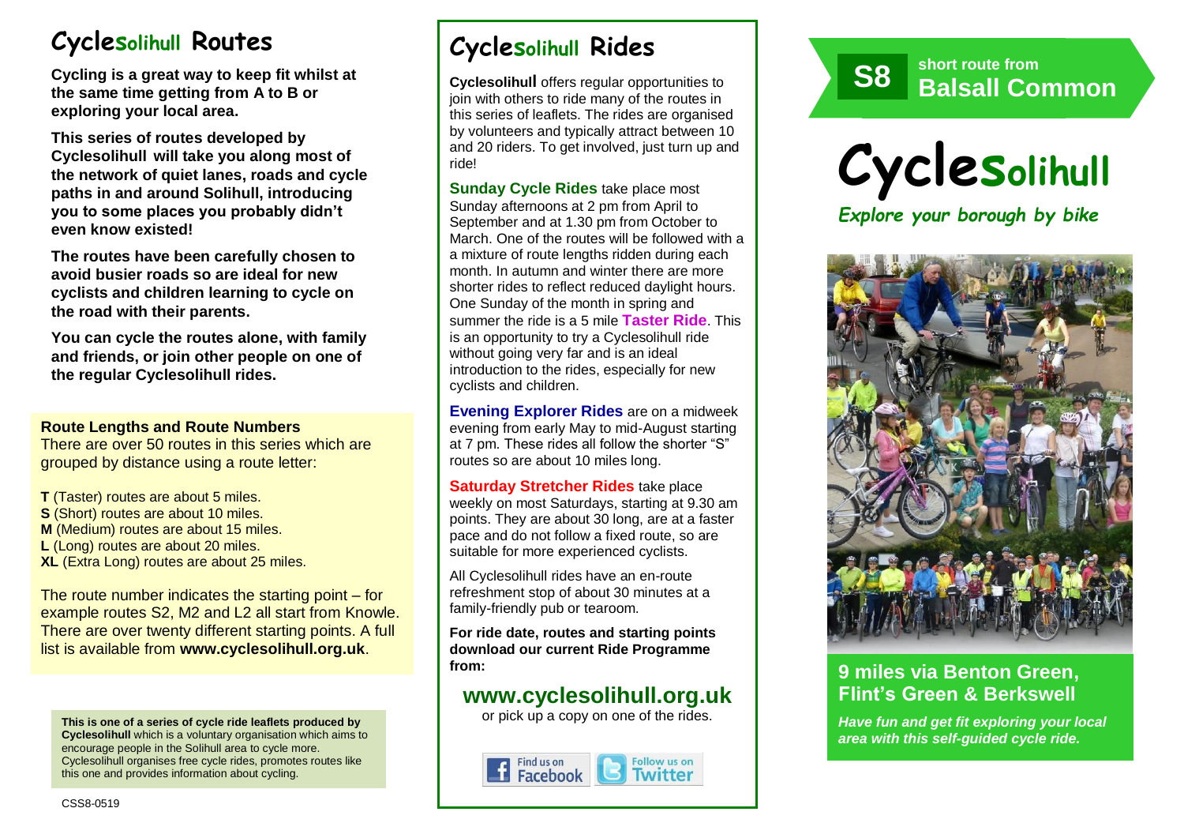# Cyclesolihull Routes

**Cycling is a great way to keep fit whilst at the same time getting from A to B or exploring your local area.**

**This series of routes developed by Cyclesolihull will take you along most of the network of quiet lanes, roads and cycle paths in and around Solihull, introducing you to some places you probably didn't even know existed!**

**The routes have been carefully chosen to avoid busier roads so are ideal for new cyclists and children learning to cycle on the road with their parents.**

**You can cycle the routes alone, with family and friends, or join other people on one of the regular Cyclesolihull rides.**

**Route Lengths and Route Numbers**

There are over 50 routes in this series which are grouped by distance using a route letter:

**T** (Taster) routes are about 5 miles.
**S** (Short) routes are about 10 miles.
**M** (Medium) routes are about 15 miles.
**L** (Long) routes are about 20 miles.
**XL** (Extra Long) routes are about 25 miles.

The route number indicates the starting point – for example routes S2, M2 and L2 all start from Knowle. There are over twenty different starting points. A full list is available from **www.cyclesolihull.org.uk**.

**This is one of a series of cycle ride leaflets produced by Cyclesolihull** which is a voluntary organisation which aims to encourage people in the Solihull area to cycle more. Cyclesolihull organises free cycle rides, promotes routes like this one and provides information about cycling.

CSS8-0519

# Cyclesolihull Rides

**Cyclesolihull** offers regular opportunities to join with others to ride many of the routes in this series of leaflets. The rides are organised by volunteers and typically attract between 10 and 20 riders. To get involved, just turn up and ride!

**Sunday Cycle Rides** take place most Sunday afternoons at 2 pm from April to September and at 1.30 pm from October to March. One of the routes will be followed with a a mixture of route lengths ridden during each month. In autumn and winter there are more shorter rides to reflect reduced daylight hours. One Sunday of the month in spring and summer the ride is a 5 mile **Taster Ride**. This is an opportunity to try a Cyclesolihull ride without going very far and is an ideal introduction to the rides, especially for new cyclists and children.

**Evening Explorer Rides** are on a midweek evening from early May to mid-August starting at 7 pm. These rides all follow the shorter "S" routes so are about 10 miles long.

**Saturday Stretcher Rides** take place weekly on most Saturdays, starting at 9.30 am points. They are about 30 long, are at a faster pace and do not follow a fixed route, so are suitable for more experienced cyclists.

All Cyclesolihull rides have an en-route refreshment stop of about 30 minutes at a family-friendly pub or tearoom.

**For ride date, routes and starting points download our current Ride Programme from:**

## www.cyclesolihull.org.uk

or pick up a copy on one of the rides.

Find us on Facebook | Follow us on Twitter

**S8** short route from **Balsall Common**

# Cyclesolihull

*Explore your borough by bike*

## 9 miles via Benton Green, Flint's Green & Berkswell

***Have fun and get fit exploring your local area with this self-guided cycle ride.***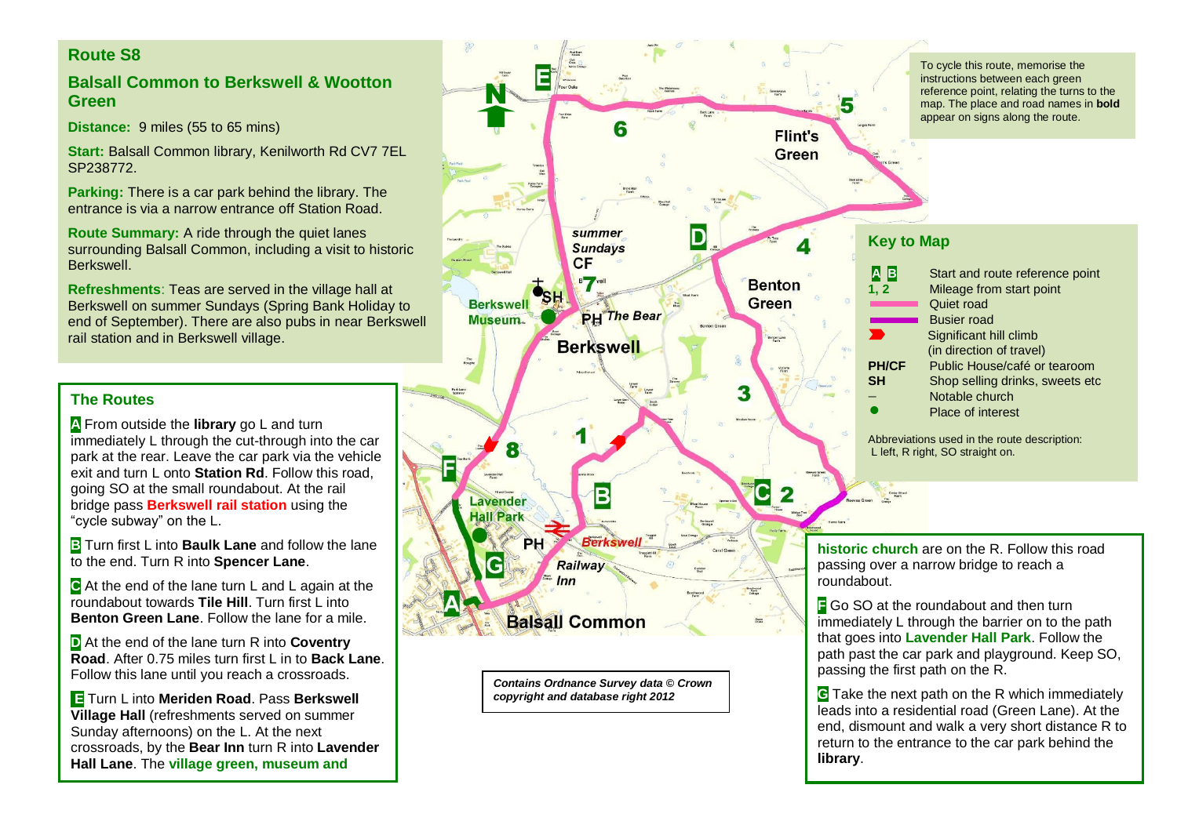## Route S8

## Balsall Common to Berkswell & Wootton Green

**Distance:** 9 miles (55 to 65 mins)

**Start:** Balsall Common library, Kenilworth Rd CV7 7EL SP238772.

**Parking:** There is a car park behind the library. The entrance is via a narrow entrance off Station Road.

**Route Summary:** A ride through the quiet lanes surrounding Balsall Common, including a visit to historic Berkswell.

**Refreshments**: Teas are served in the village hall at Berkswell on summer Sundays (Spring Bank Holiday to end of September). There are also pubs in near Berkswell rail station and in Berkswell village.

To cycle this route, memorise the instructions between each green reference point, relating the turns to the map. The place and road names in **bold** appear on signs along the route.

### Key to Map

- A B — Start and route reference point
- 1, 2 — Mileage from start point
- Quiet road
- Busier road
- Significant hill climb (in direction of travel)
- PH/CF — Public House/café or tearoom
- SH — Shop selling drinks, sweets etc
- Notable church
- Place of interest

Abbreviations used in the route description: L left, R right, SO straight on.

*Contains Ordnance Survey data © Crown copyright and database right 2012*

### The Routes

**A** From outside the **library** go L and turn immediately L through the cut-through into the car park at the rear. Leave the car park via the vehicle exit and turn L onto **Station Rd**. Follow this road, going SO at the small roundabout. At the rail bridge pass **Berkswell rail station** using the "cycle subway" on the L.

**B** Turn first L into **Baulk Lane** and follow the lane to the end. Turn R into **Spencer Lane**.

**C** At the end of the lane turn L and L again at the roundabout towards **Tile Hill**. Turn first L into **Benton Green Lane**. Follow the lane for a mile.

**D** At the end of the lane turn R into **Coventry Road**. After 0.75 miles turn first L in to **Back Lane**. Follow this lane until you reach a crossroads.

**E** Turn L into **Meriden Road**. Pass **Berkswell Village Hall** (refreshments served on summer Sunday afternoons) on the L. At the next crossroads, by the **Bear Inn** turn R into **Lavender Hall Lane**. The **village green, museum and historic church** are on the R. Follow this road passing over a narrow bridge to reach a roundabout.

**F** Go SO at the roundabout and then turn immediately L through the barrier on to the path that goes into **Lavender Hall Park**. Follow the path past the car park and playground. Keep SO, passing the first path on the R.

**G** Take the next path on the R which immediately leads into a residential road (Green Lane). At the end, dismount and walk a very short distance R to return to the entrance to the car park behind the **library**.